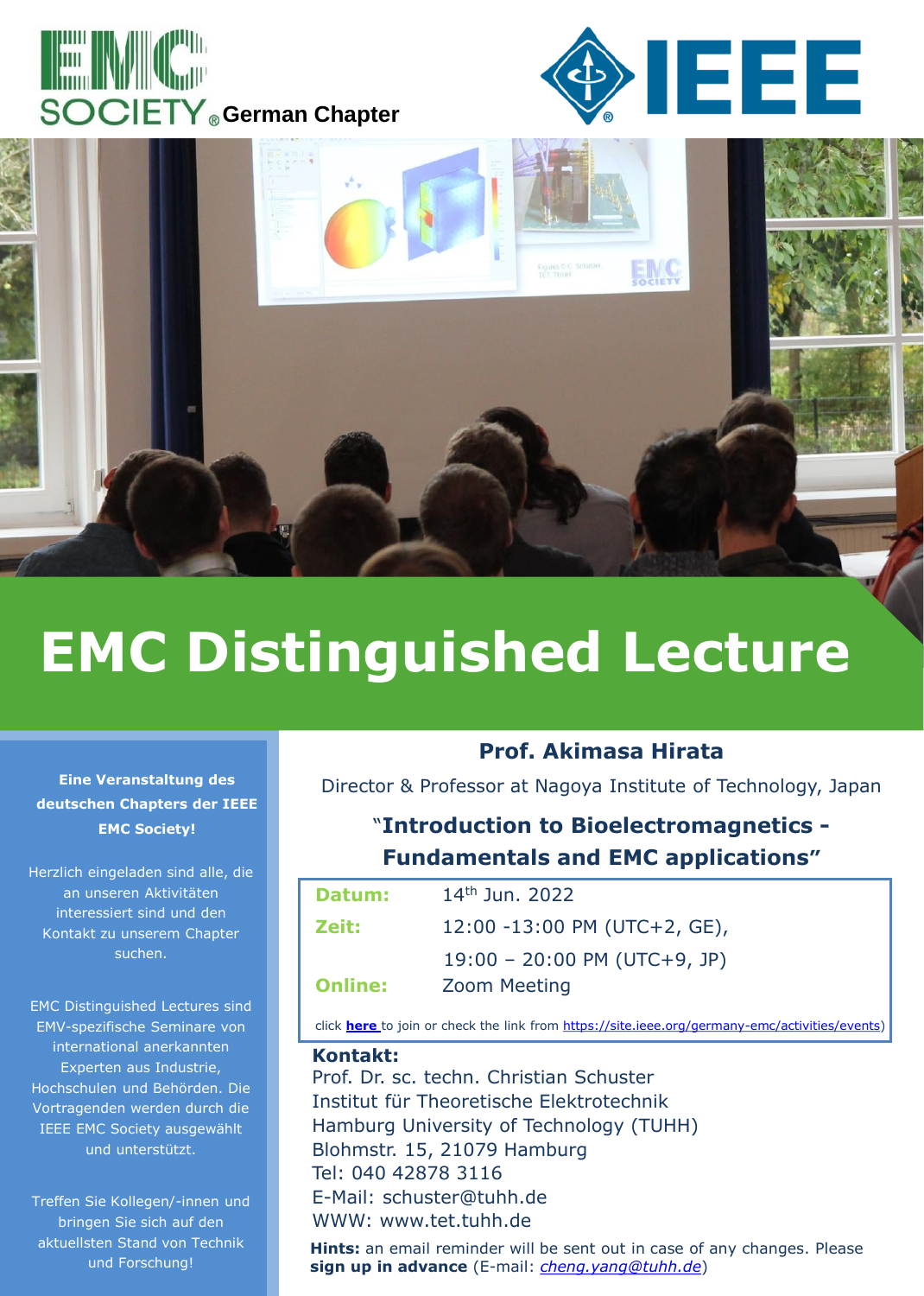EMC SOCIETY German Chapter

IEEE

# EMC Distinguished Lecture

**Eine Veranstaltung des deutschen Chapters der IEEE EMC Society!**

Herzlich eingeladen sind alle, die an unseren Aktivitäten interessiert sind und den Kontakt zu unserem Chapter suchen.

EMC Distinguished Lectures sind EMV-spezifische Seminare von international anerkannten Experten aus Industrie, Hochschulen und Behörden. Die Vortragenden werden durch die IEEE EMC Society ausgewählt und unterstützt.

Treffen Sie Kollegen/-innen und bringen Sie sich auf den aktuellsten Stand von Technik und Forschung!

## Prof. Akimasa Hirata

Director & Professor at Nagoya Institute of Technology, Japan

### "Introduction to Bioelectromagnetics - Fundamentals and EMC applications"

| | |
|---|---|
| **Datum:** | 14th Jun. 2022 |
| **Zeit:** | 12:00 -13:00 PM (UTC+2, GE), |
| | 19:00 – 20:00 PM (UTC+9, JP) |
| **Online:** | Zoom Meeting |

click **here** to join or check the link from https://site.ieee.org/germany-emc/activities/events)

**Kontakt:**
Prof. Dr. sc. techn. Christian Schuster
Institut für Theoretische Elektrotechnik
Hamburg University of Technology (TUHH)
Blohmstr. 15, 21079 Hamburg
Tel: 040 42878 3116
E-Mail: schuster@tuhh.de
WWW: www.tet.tuhh.de

**Hints:** an email reminder will be sent out in case of any changes. Please **sign up in advance** (E-mail: *cheng.yang@tuhh.de*)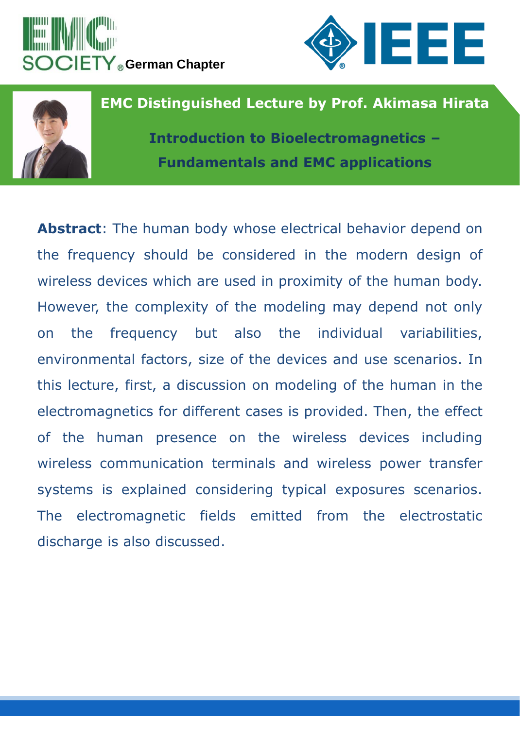EMC SOCIETY German Chapter

IEEE

**EMC Distinguished Lecture by Prof. Akimasa Hirata**

## Introduction to Bioelectromagnetics – Fundamentals and EMC applications

**Abstract**: The human body whose electrical behavior depend on the frequency should be considered in the modern design of wireless devices which are used in proximity of the human body. However, the complexity of the modeling may depend not only on the frequency but also the individual variabilities, environmental factors, size of the devices and use scenarios. In this lecture, first, a discussion on modeling of the human in the electromagnetics for different cases is provided. Then, the effect of the human presence on the wireless devices including wireless communication terminals and wireless power transfer systems is explained considering typical exposures scenarios. The electromagnetic fields emitted from the electrostatic discharge is also discussed.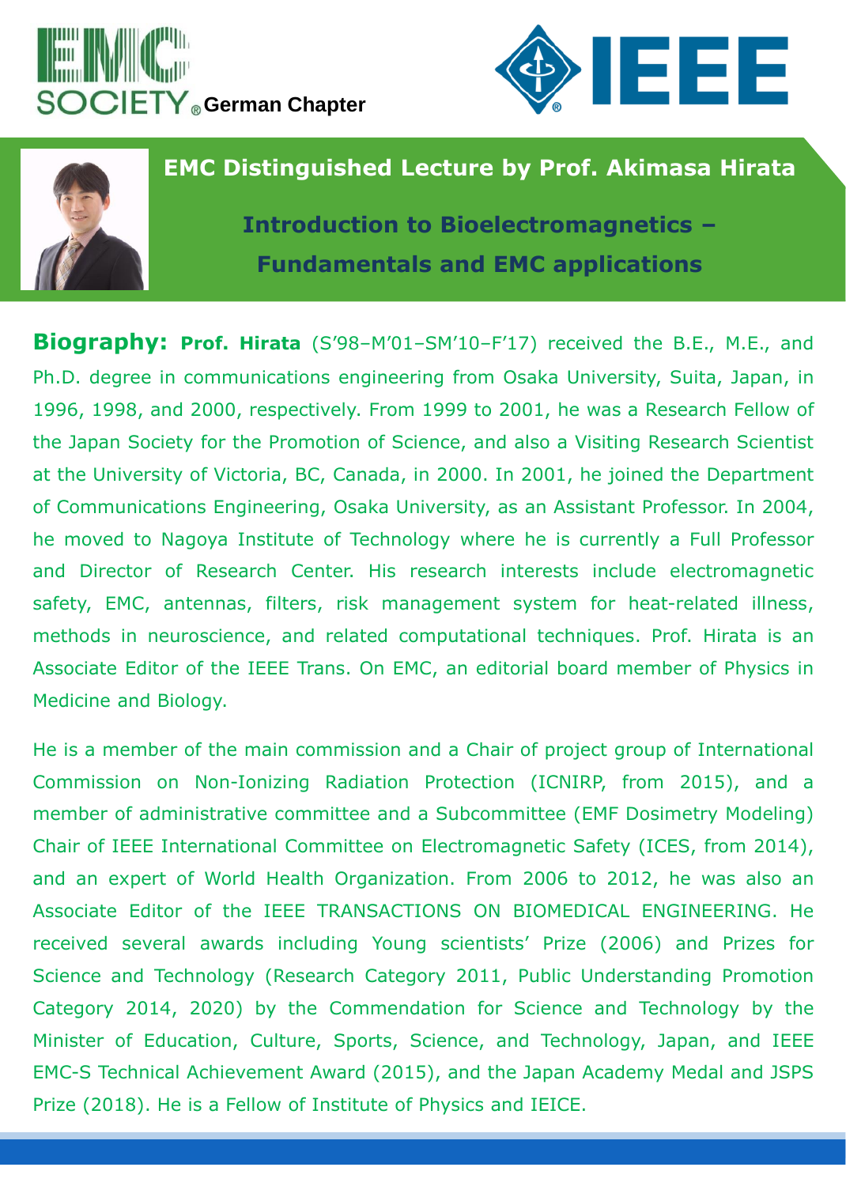EMC SOCIETY German Chapter

IEEE

## EMC Distinguished Lecture by Prof. Akimasa Hirata

### Introduction to Bioelectromagnetics – Fundamentals and EMC applications

**Biography:** **Prof. Hirata** (S’98–M’01–SM’10–F’17) received the B.E., M.E., and Ph.D. degree in communications engineering from Osaka University, Suita, Japan, in 1996, 1998, and 2000, respectively. From 1999 to 2001, he was a Research Fellow of the Japan Society for the Promotion of Science, and also a Visiting Research Scientist at the University of Victoria, BC, Canada, in 2000. In 2001, he joined the Department of Communications Engineering, Osaka University, as an Assistant Professor. In 2004, he moved to Nagoya Institute of Technology where he is currently a Full Professor and Director of Research Center. His research interests include electromagnetic safety, EMC, antennas, filters, risk management system for heat-related illness, methods in neuroscience, and related computational techniques. Prof. Hirata is an Associate Editor of the IEEE Trans. On EMC, an editorial board member of Physics in Medicine and Biology.

He is a member of the main commission and a Chair of project group of International Commission on Non-Ionizing Radiation Protection (ICNIRP, from 2015), and a member of administrative committee and a Subcommittee (EMF Dosimetry Modeling) Chair of IEEE International Committee on Electromagnetic Safety (ICES, from 2014), and an expert of World Health Organization. From 2006 to 2012, he was also an Associate Editor of the IEEE TRANSACTIONS ON BIOMEDICAL ENGINEERING. He received several awards including Young scientists’ Prize (2006) and Prizes for Science and Technology (Research Category 2011, Public Understanding Promotion Category 2014, 2020) by the Commendation for Science and Technology by the Minister of Education, Culture, Sports, Science, and Technology, Japan, and IEEE EMC-S Technical Achievement Award (2015), and the Japan Academy Medal and JSPS Prize (2018). He is a Fellow of Institute of Physics and IEICE.